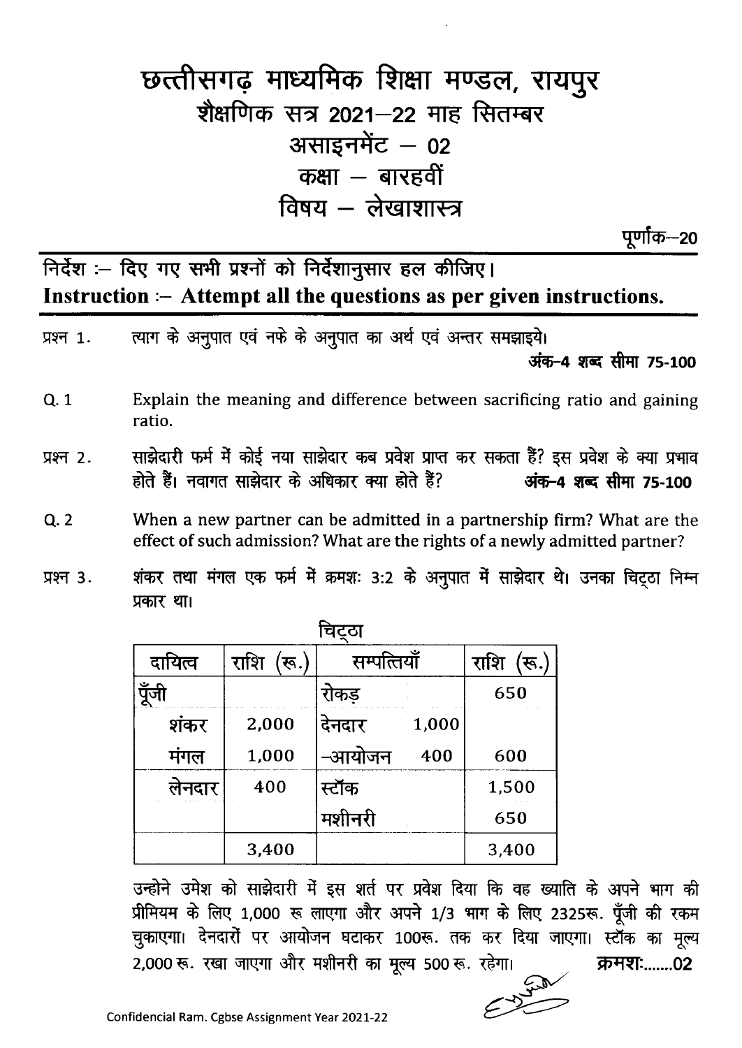# छत्तीसगढ़ माध्यमिक शिक्षा मण्डल, रायपुर

## शैक्षणिक सत्र 2021–22 माह सितम्बर

## असाइनमेंट – 02

## कक्षा – बारहवीं

## विषय – लेखाशास्त्र

पूर्णांक–20

**निर्देश :– दिए गए सभी प्रश्नों को निर्देशानुसार हल कीजिए।**

**Instruction :– Attempt all the questions as per given instructions.**

प्रश्न 1. त्याग के अनुपात एवं नफे के अनुपात का अर्थ एवं अन्तर समझाइये।

**अंक-4 शब्द सीमा 75-100**

Q. 1 Explain the meaning and difference between sacrificing ratio and gaining ratio.

प्रश्न 2. साझेदारी फर्म में कोई नया साझेदार कब प्रवेश प्राप्त कर सकता हैं? इस प्रवेश के क्या प्रभाव होते हैं। नवागत साझेदार के अधिकार क्या होते हैं? **अंक-4 शब्द सीमा 75-100**

Q. 2 When a new partner can be admitted in a partnership firm? What are the effect of such admission? What are the rights of a newly admitted partner?

प्रश्न 3. शंकर तथा मंगल एक फर्म में क्रमशः 3:2 के अनुपात में साझेदार थे। उनका चिट्ठा निम्न प्रकार था।

चिट्ठा

| दायित्व | राशि (रू.) | सम्पत्तियाँ | | राशि (रू.) |
|---|---|---|---|---|
| पूँजी | | रोकड़ | | 650 |
| शंकर | 2,000 | देनदार | 1,000 | |
| मंगल | 1,000 | –आयोजन | 400 | 600 |
| लेनदार | 400 | स्टॉक | | 1,500 |
| | | मशीनरी | | 650 |
| | 3,400 | | | 3,400 |

उन्होने उमेश को साझेदारी में इस शर्त पर प्रवेश दिया कि वह ख्याति के अपने भाग की प्रीमियम के लिए 1,000 रू लाएगा और अपने 1/3 भाग के लिए 2325रू. पूँजी की रकम चुकाएगा। देनदारों पर आयोजन घटाकर 100रू. तक कर दिया जाएगा। स्टॉक का मूल्य 2,000 रू. रखा जाएगा और मशीनरी का मूल्य 500 रू. रहेगा। **क्रमशः.......02**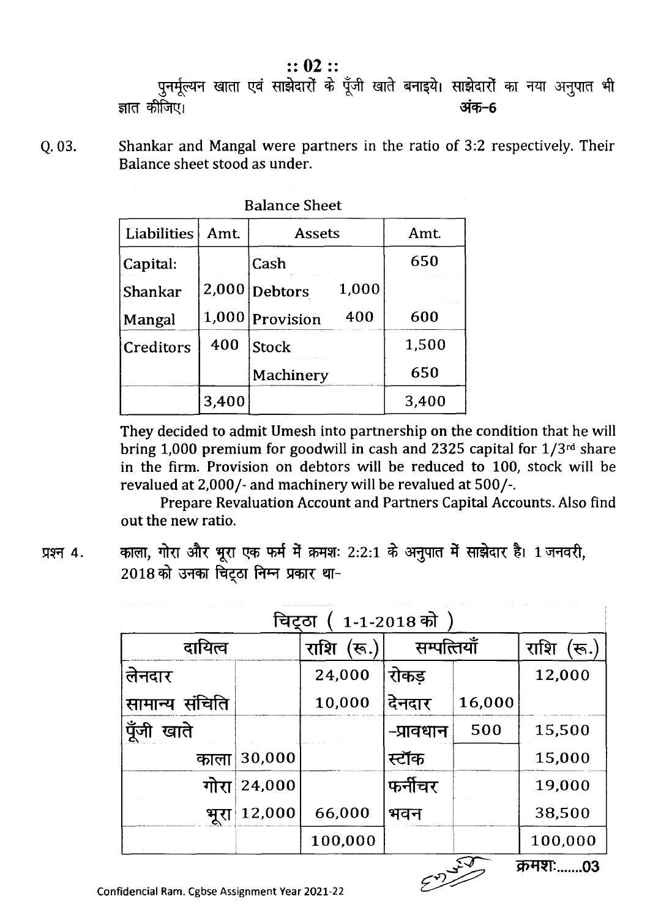पुनर्मूल्यन खाता एवं साझेदारों के पूँजी खाते बनाइये। साझेदारों का नया अनुपात भी ज्ञात कीजिए। **अंक-6**

Q. 03. Shankar and Mangal were partners in the ratio of 3:2 respectively. Their Balance sheet stood as under.

Balance Sheet

| Liabilities | Amt. | Assets | | Amt. |
|---|---|---|---|---|
| Capital: | | Cash | | 650 |
| Shankar | 2,000 | Debtors | 1,000 | |
| Mangal | 1,000 | Provision | 400 | 600 |
| Creditors | 400 | Stock | | 1,500 |
| | | Machinery | | 650 |
| | 3,400 | | | 3,400 |

They decided to admit Umesh into partnership on the condition that he will bring 1,000 premium for goodwill in cash and 2325 capital for 1/3rd share in the firm. Provision on debtors will be reduced to 100, stock will be revalued at 2,000/- and machinery will be revalued at 500/-.

Prepare Revaluation Account and Partners Capital Accounts. Also find out the new ratio.

प्रश्न 4. काला, गोरा और भूरा एक फर्म में क्रमशः 2:2:1 के अनुपात में साझेदार है। 1 जनवरी, 2018 को उनका चिट्ठा निम्न प्रकार था-

चिट्ठा ( 1-1-2018 को )

| दायित्व | | राशि (रू.) | सम्पत्तियाँ | | राशि (रू.) |
|---|---|---|---|---|---|
| लेनदार | | 24,000 | रोकड़ | | 12,000 |
| सामान्य संचिति | | 10,000 | देनदार | 16,000 | |
| पूँजी खाते | | | -प्रावधान | 500 | 15,500 |
| काला | 30,000 | | स्टॉक | | 15,000 |
| गोरा | 24,000 | | फर्नीचर | | 19,000 |
| भूरा | 12,000 | 66,000 | भवन | | 38,500 |
| | | 100,000 | | | 100,000 |

क्रमशः.......03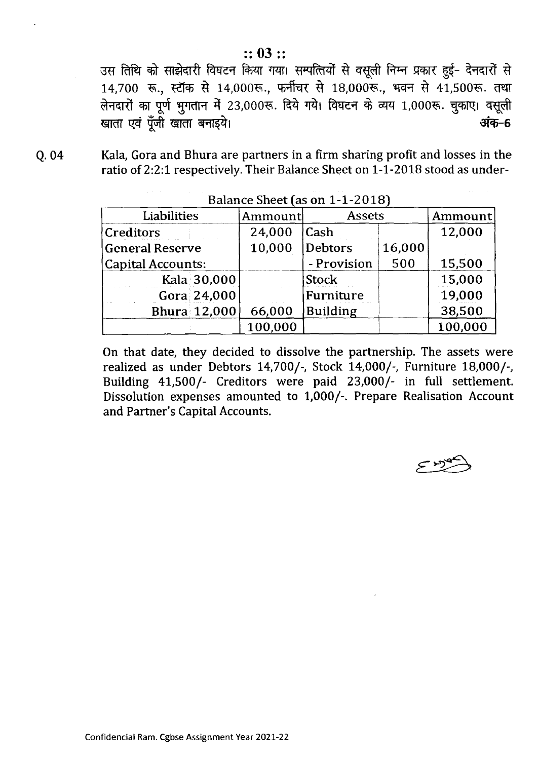उस तिथि को साझेदारी विघटन किया गया। सम्पत्तियों से वसूली निम्न प्रकार हुई- देनदारों से 14,700 रू., स्टॉक से 14,000रू., फर्नीचर से 18,000रू., भवन से 41,500रू. तथा लेनदारों का पूर्ण भुगतान में 23,000रू. दिये गये। विघटन के व्यय 1,000रू. चुकाए। वसूली खाता एवं पूँजी खाता बनाइये। **अंक-6**

Q. 04 Kala, Gora and Bhura are partners in a firm sharing profit and losses in the ratio of 2:2:1 respectively. Their Balance Sheet on 1-1-2018 stood as under-

Balance Sheet (as on 1-1-2018)

| Liabilities | | Ammount | Assets | | Ammount |
|---|---|---|---|---|---|
| Creditors | | 24,000 | Cash | | 12,000 |
| General Reserve | | 10,000 | Debtors | 16,000 | |
| Capital Accounts: | | | - Provision | 500 | 15,500 |
| Kala | 30,000 | | Stock | | 15,000 |
| Gora | 24,000 | | Furniture | | 19,000 |
| Bhura | 12,000 | 66,000 | Building | | 38,500 |
| | | 100,000 | | | 100,000 |

On that date, they decided to dissolve the partnership. The assets were realized as under Debtors 14,700/-, Stock 14,000/-, Furniture 18,000/-, Building 41,500/- Creditors were paid 23,000/- in full settlement. Dissolution expenses amounted to 1,000/-. Prepare Realisation Account and Partner's Capital Accounts.